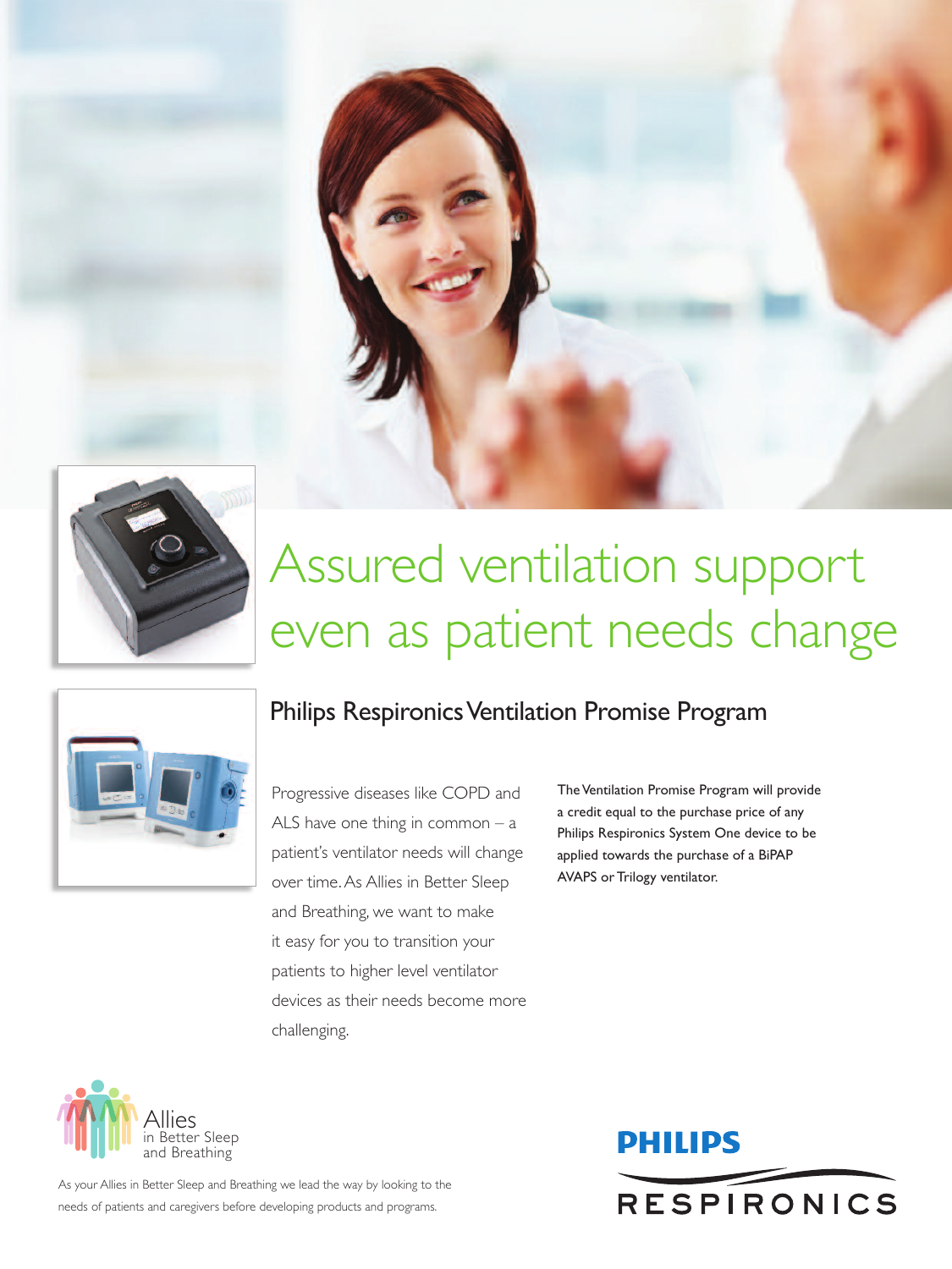# Assured ventilation support even as patient needs change

## Philips Respironics Ventilation Promise Program

Progressive diseases like COPD and ALS have one thing in common – a patient's ventilator needs will change over time. As Allies in Better Sleep and Breathing, we want to make it easy for you to transition your patients to higher level ventilator devices as their needs become more challenging.

The Ventilation Promise Program will provide a credit equal to the purchase price of any Philips Respironics System One device to be applied towards the purchase of a BiPAP AVAPS or Trilogy ventilator.

Allies in Better Sleep and Breathing

As your Allies in Better Sleep and Breathing we lead the way by looking to the needs of patients and caregivers before developing products and programs.

PHILIPS RESPIRONICS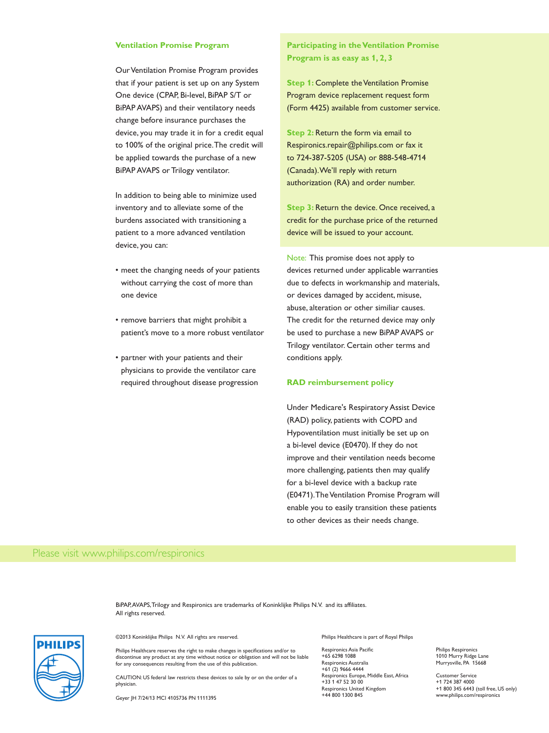## Ventilation Promise Program

Our Ventilation Promise Program provides that if your patient is set up on any System One device (CPAP, Bi-level, BiPAP S/T or BiPAP AVAPS) and their ventilatory needs change before insurance purchases the device, you may trade it in for a credit equal to 100% of the original price. The credit will be applied towards the purchase of a new BiPAP AVAPS or Trilogy ventilator.

In addition to being able to minimize used inventory and to alleviate some of the burdens associated with transitioning a patient to a more advanced ventilation device, you can:

- meet the changing needs of your patients without carrying the cost of more than one device
- remove barriers that might prohibit a patient's move to a more robust ventilator
- partner with your patients and their physicians to provide the ventilator care required throughout disease progression

## Participating in the Ventilation Promise Program is as easy as 1, 2, 3

**Step 1:** Complete the Ventilation Promise Program device replacement request form (Form 4425) available from customer service.

**Step 2:** Return the form via email to Respironics.repair@philips.com or fax it to 724-387-5205 (USA) or 888-548-4714 (Canada). We'll reply with return authorization (RA) and order number.

**Step 3:** Return the device. Once received, a credit for the purchase price of the returned device will be issued to your account.

Note: This promise does not apply to devices returned under applicable warranties due to defects in workmanship and materials, or devices damaged by accident, misuse, abuse, alteration or other similiar causes. The credit for the returned device may only be used to purchase a new BiPAP AVAPS or Trilogy ventilator. Certain other terms and conditions apply.

## RAD reimbursement policy

Under Medicare's Respiratory Assist Device (RAD) policy, patients with COPD and Hypoventilation must initially be set up on a bi-level device (E0470). If they do not improve and their ventilation needs become more challenging, patients then may qualify for a bi-level device with a backup rate (E0471). The Ventilation Promise Program will enable you to easily transition these patients to other devices as their needs change.

Please visit www.philips.com/respironics

BiPAP, AVAPS, Trilogy and Respironics are trademarks of Koninklijke Philips N.V. and its affiliates. All rights reserved.

PHILIPS

©2013 Koninklijke Philips N.V. All rights are reserved.

Philips Healthcare reserves the right to make changes in specifications and/or to discontinue any product at any time without notice or obligation and will not be liable for any consequences resulting from the use of this publication.

CAUTION: US federal law restricts these devices to sale by or on the order of a physician.

Geyer JH 7/24/13 MCI 4105736 PN 1111395

Philips Healthcare is part of Royal Philips

Respironics Asia Pacific
+65 6298 1088
Respironics Australia
+61 (2) 9666 4444
Respironics Europe, Middle East, Africa
+33 1 47 52 30 00
Respironics United Kingdom
+44 800 1300 845

Philips Respironics
1010 Murry Ridge Lane
Murrysville, PA 15668

Customer Service
+1 724 387 4000
+1 800 345 6443 (toll free, US only)
www.philips.com/respironics